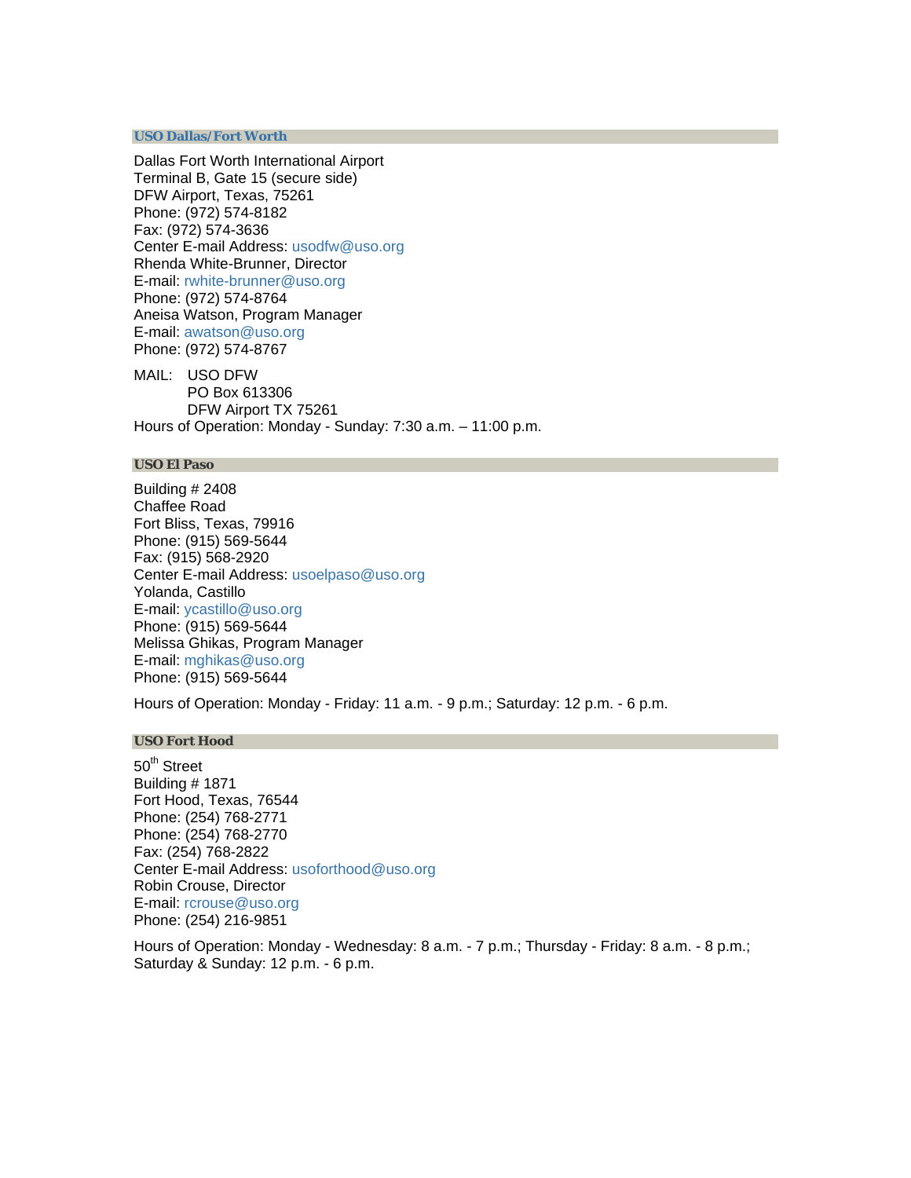## USO Dallas/Fort Worth

Dallas Fort Worth International Airport
Terminal B, Gate 15 (secure side)
DFW Airport, Texas, 75261
Phone: (972) 574-8182
Fax: (972) 574-3636
Center E-mail Address: usodfw@uso.org
Rhenda White-Brunner, Director
E-mail: rwhite-brunner@uso.org
Phone: (972) 574-8764
Aneisa Watson, Program Manager
E-mail: awatson@uso.org
Phone: (972) 574-8767

MAIL: USO DFW
PO Box 613306
DFW Airport TX 75261
Hours of Operation: Monday - Sunday: 7:30 a.m. – 11:00 p.m.

## USO El Paso

Building # 2408
Chaffee Road
Fort Bliss, Texas, 79916
Phone: (915) 569-5644
Fax: (915) 568-2920
Center E-mail Address: usoelpaso@uso.org
Yolanda, Castillo
E-mail: ycastillo@uso.org
Phone: (915) 569-5644
Melissa Ghikas, Program Manager
E-mail: mghikas@uso.org
Phone: (915) 569-5644

Hours of Operation: Monday - Friday: 11 a.m. - 9 p.m.; Saturday: 12 p.m. - 6 p.m.

## USO Fort Hood

50th Street
Building # 1871
Fort Hood, Texas, 76544
Phone: (254) 768-2771
Phone: (254) 768-2770
Fax: (254) 768-2822
Center E-mail Address: usoforthood@uso.org
Robin Crouse, Director
E-mail: rcrouse@uso.org
Phone: (254) 216-9851

Hours of Operation: Monday - Wednesday: 8 a.m. - 7 p.m.; Thursday - Friday: 8 a.m. - 8 p.m.; Saturday & Sunday: 12 p.m. - 6 p.m.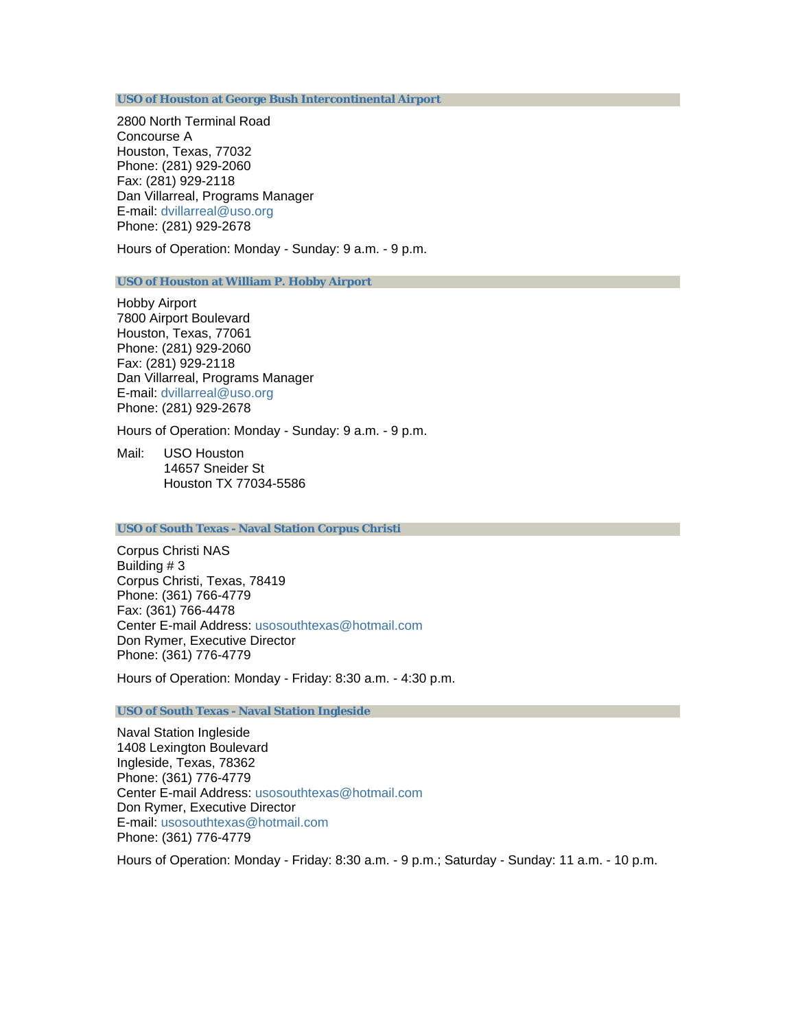### USO of Houston at George Bush Intercontinental Airport

2800 North Terminal Road  
Concourse A  
Houston, Texas, 77032  
Phone: (281) 929-2060  
Fax: (281) 929-2118  
Dan Villarreal, Programs Manager  
E-mail: dvillarreal@uso.org  
Phone: (281) 929-2678

Hours of Operation: Monday - Sunday: 9 a.m. - 9 p.m.

### USO of Houston at William P. Hobby Airport

Hobby Airport  
7800 Airport Boulevard  
Houston, Texas, 77061  
Phone: (281) 929-2060  
Fax: (281) 929-2118  
Dan Villarreal, Programs Manager  
E-mail: dvillarreal@uso.org  
Phone: (281) 929-2678

Hours of Operation: Monday - Sunday: 9 a.m. - 9 p.m.

Mail: USO Houston  
14657 Sneider St  
Houston TX 77034-5586

### USO of South Texas - Naval Station Corpus Christi

Corpus Christi NAS  
Building # 3  
Corpus Christi, Texas, 78419  
Phone: (361) 766-4779  
Fax: (361) 766-4478  
Center E-mail Address: usosouthtexas@hotmail.com  
Don Rymer, Executive Director  
Phone: (361) 776-4779

Hours of Operation: Monday - Friday: 8:30 a.m. - 4:30 p.m.

### USO of South Texas - Naval Station Ingleside

Naval Station Ingleside  
1408 Lexington Boulevard  
Ingleside, Texas, 78362  
Phone: (361) 776-4779  
Center E-mail Address: usosouthtexas@hotmail.com  
Don Rymer, Executive Director  
E-mail: usosouthtexas@hotmail.com  
Phone: (361) 776-4779

Hours of Operation: Monday - Friday: 8:30 a.m. - 9 p.m.; Saturday - Sunday: 11 a.m. - 10 p.m.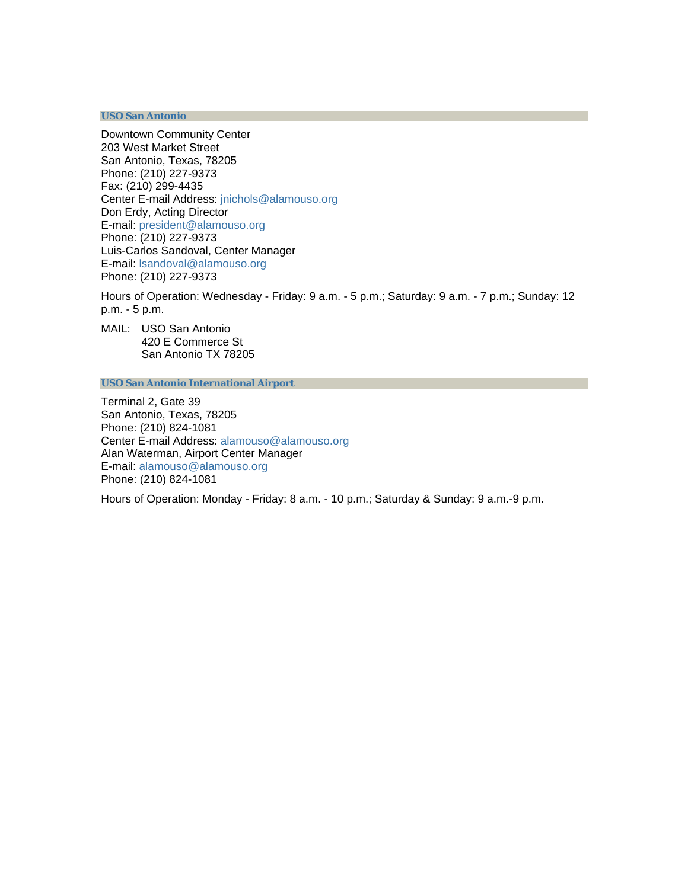### USO San Antonio

Downtown Community Center
203 West Market Street
San Antonio, Texas, 78205
Phone: (210) 227-9373
Fax: (210) 299-4435
Center E-mail Address: jnichols@alamouso.org
Don Erdy, Acting Director
E-mail: president@alamouso.org
Phone: (210) 227-9373
Luis-Carlos Sandoval, Center Manager
E-mail: lsandoval@alamouso.org
Phone: (210) 227-9373

Hours of Operation: Wednesday - Friday: 9 a.m. - 5 p.m.; Saturday: 9 a.m. - 7 p.m.; Sunday: 12 p.m. - 5 p.m.

MAIL: USO San Antonio
420 E Commerce St
San Antonio TX 78205

### USO San Antonio International Airport

Terminal 2, Gate 39
San Antonio, Texas, 78205
Phone: (210) 824-1081
Center E-mail Address: alamouso@alamouso.org
Alan Waterman, Airport Center Manager
E-mail: alamouso@alamouso.org
Phone: (210) 824-1081

Hours of Operation: Monday - Friday: 8 a.m. - 10 p.m.; Saturday & Sunday: 9 a.m.-9 p.m.